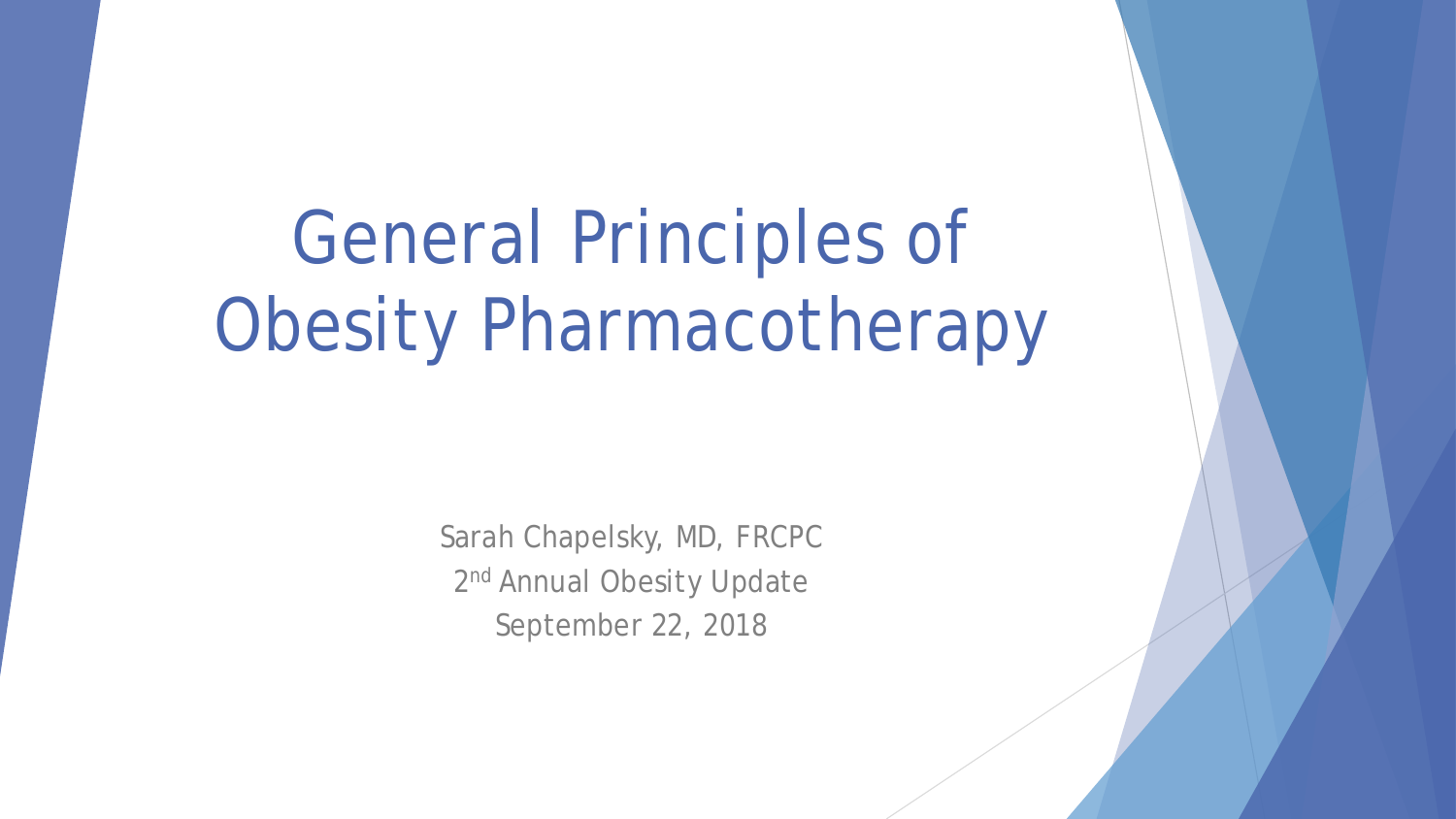# General Principles of Obesity Pharmacotherapy

Sarah Chapelsky, MD, FRCPC

2nd Annual Obesity Update

September 22, 2018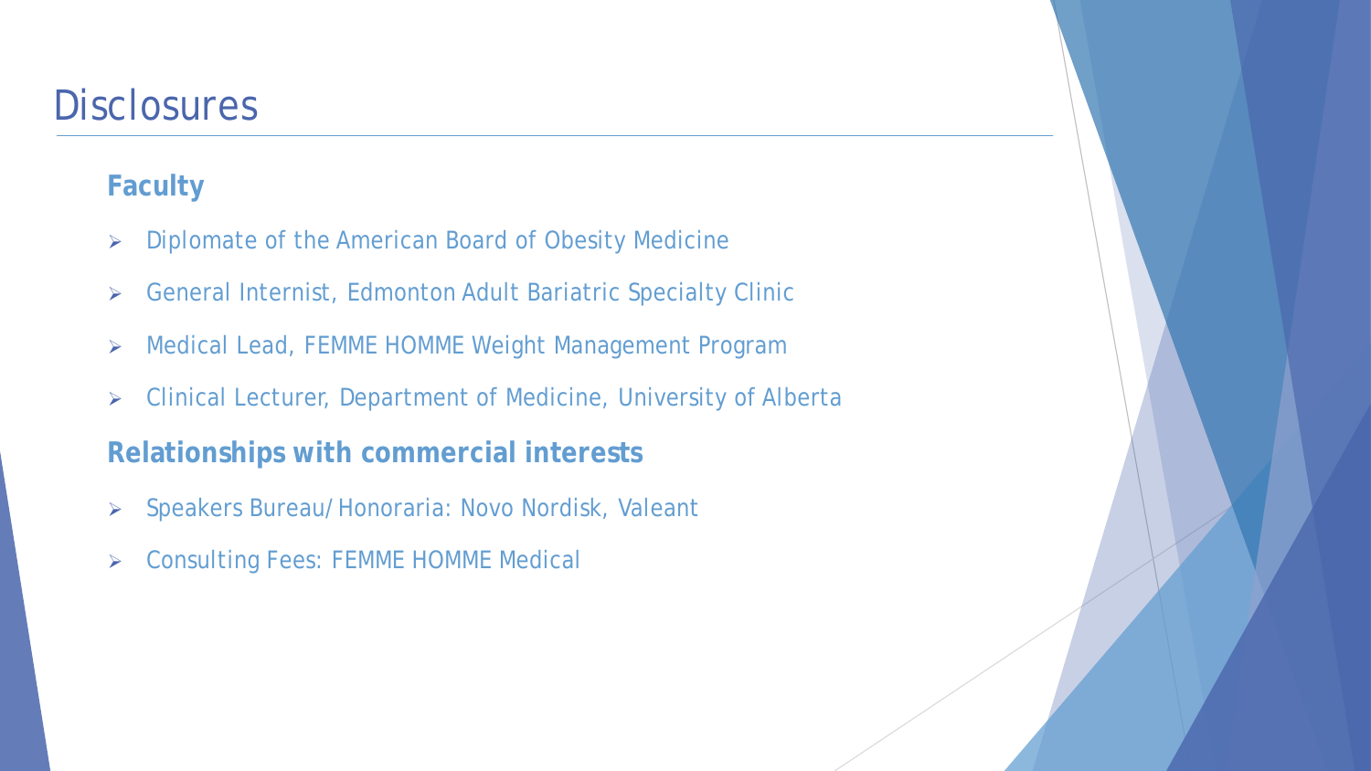# Disclosures

## Faculty

- Diplomate of the American Board of Obesity Medicine
- General Internist, Edmonton Adult Bariatric Specialty Clinic
- Medical Lead, FEMME HOMME Weight Management Program
- Clinical Lecturer, Department of Medicine, University of Alberta

## Relationships with commercial interests

- Speakers Bureau/Honoraria: Novo Nordisk, Valeant
- Consulting Fees: FEMME HOMME Medical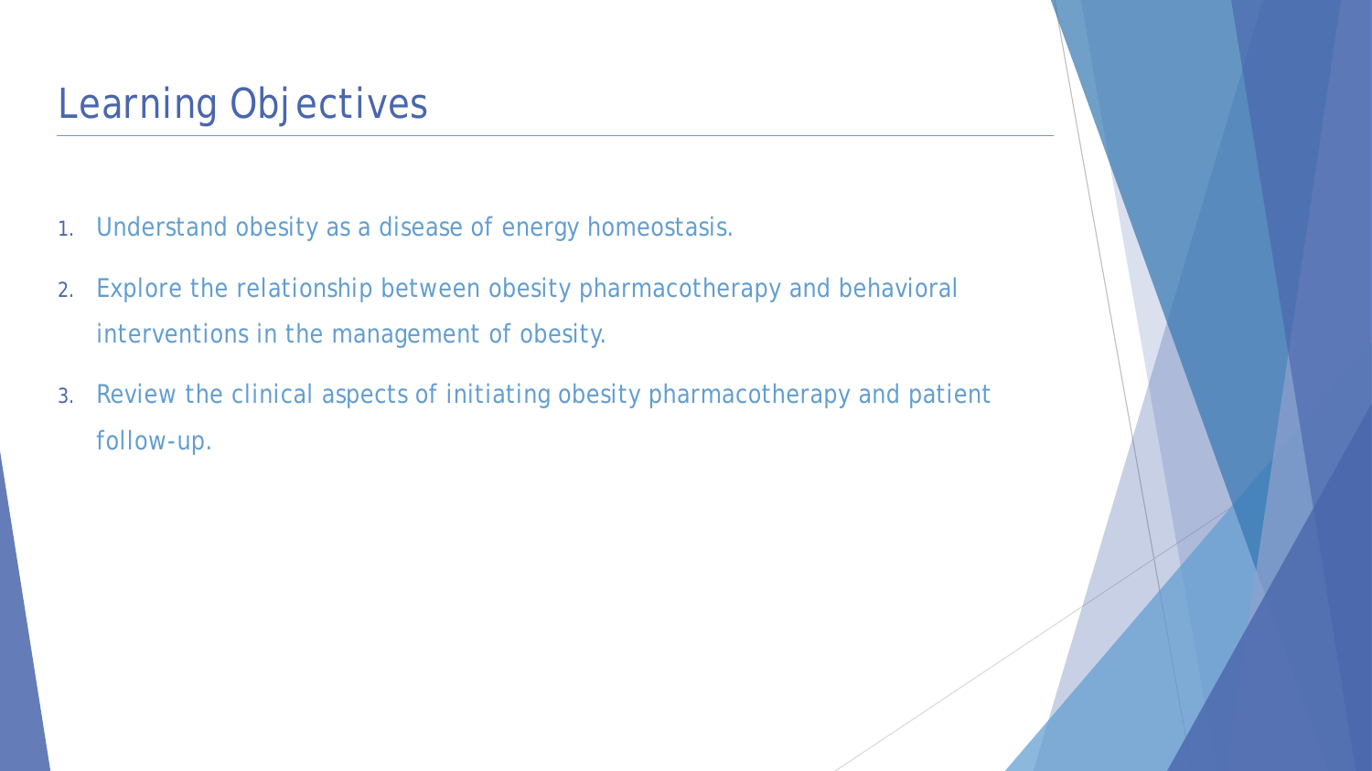# Learning Objectives

1. Understand obesity as a disease of energy homeostasis.
2. Explore the relationship between obesity pharmacotherapy and behavioral interventions in the management of obesity.
3. Review the clinical aspects of initiating obesity pharmacotherapy and patient follow-up.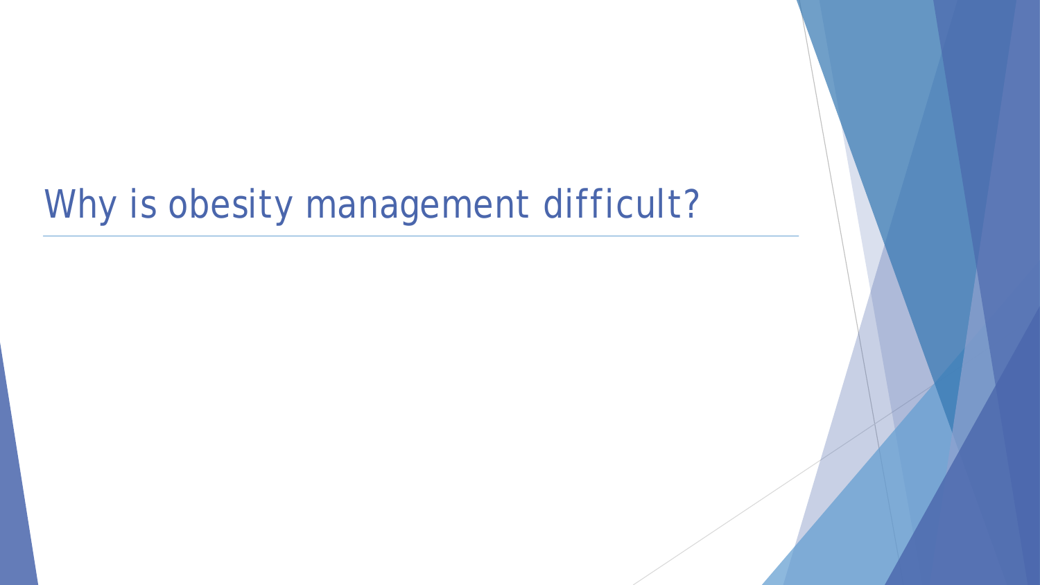# Why is obesity management difficult?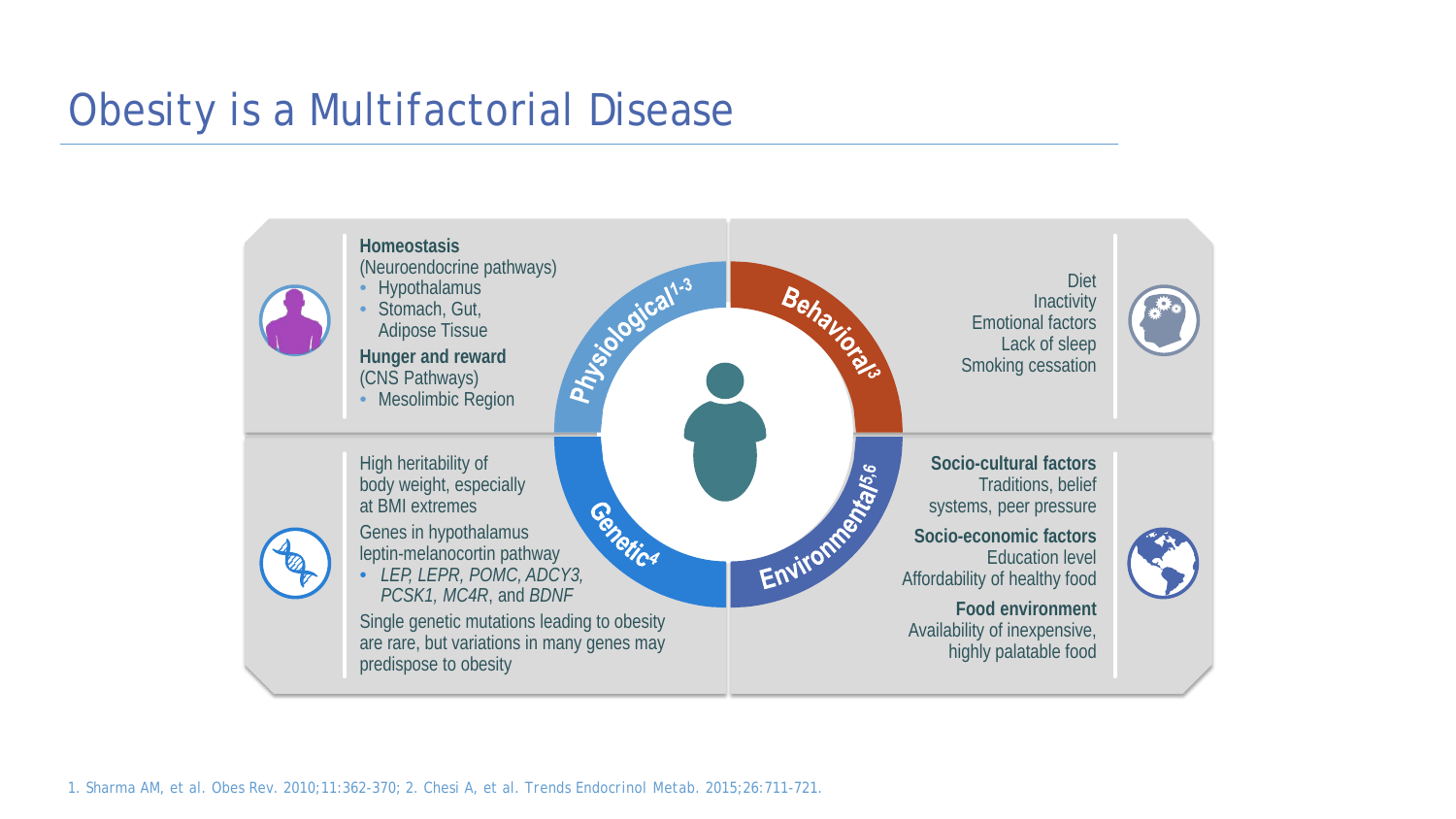# Obesity is a Multifactorial Disease

## Physiological[1-3]

**Homeostasis**
(Neuroendocrine pathways)
- Hypothalamus
- Stomach, Gut, Adipose Tissue

**Hunger and reward**
(CNS Pathways)
- Mesolimbic Region

## Behavioral[3]

Diet
Inactivity
Emotional factors
Lack of sleep
Smoking cessation

## Genetic[4]

High heritability of body weight, especially at BMI extremes

Genes in hypothalamus leptin-melanocortin pathway
- *LEP, LEPR, POMC, ADCY3, PCSK1, MC4R*, and *BDNF*

Single genetic mutations leading to obesity are rare, but variations in many genes may predispose to obesity

## Environmental[5,6]

**Socio-cultural factors**
Traditions, belief systems, peer pressure

**Socio-economic factors**
Education level
Affordability of healthy food

**Food environment**
Availability of inexpensive, highly palatable food

1. Sharma AM, et al. Obes Rev. 2010;11:362-370; 2. Chesi A, et al. Trends Endocrinol Metab. 2015;26:711-721.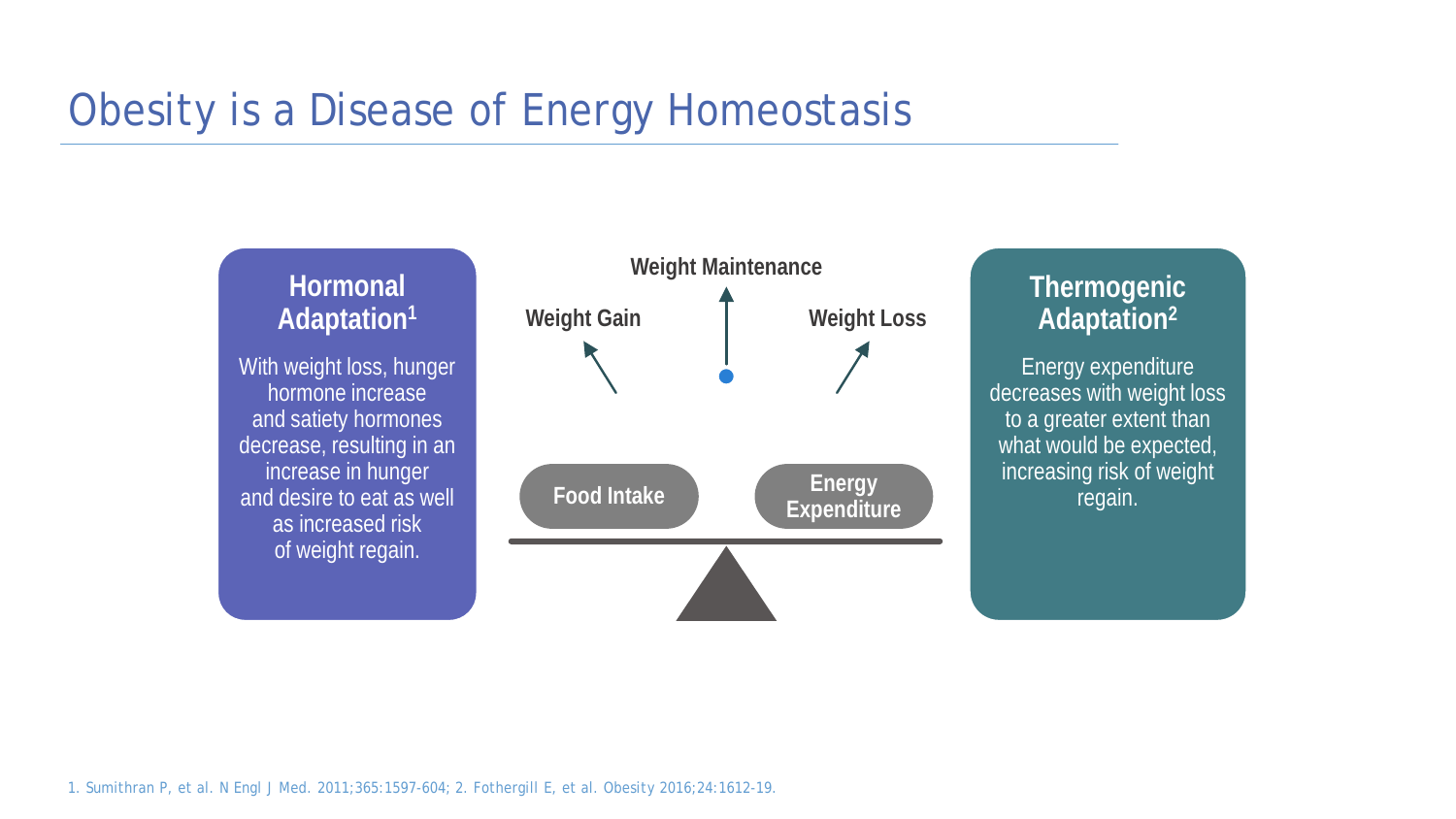# Obesity is a Disease of Energy Homeostasis

## Hormonal Adaptation[1]

With weight loss, hunger hormone increase and satiety hormones decrease, resulting in an increase in hunger and desire to eat as well as increased risk of weight regain.

**Weight Maintenance**

**Weight Gain**

**Weight Loss**

**Food Intake**

**Energy Expenditure**

## Thermogenic Adaptation[2]

Energy expenditure decreases with weight loss to a greater extent than what would be expected, increasing risk of weight regain.

1. Sumithran P, et al. N Engl J Med. 2011;365:1597-604; 2. Fothergill E, et al. Obesity 2016;24:1612-19.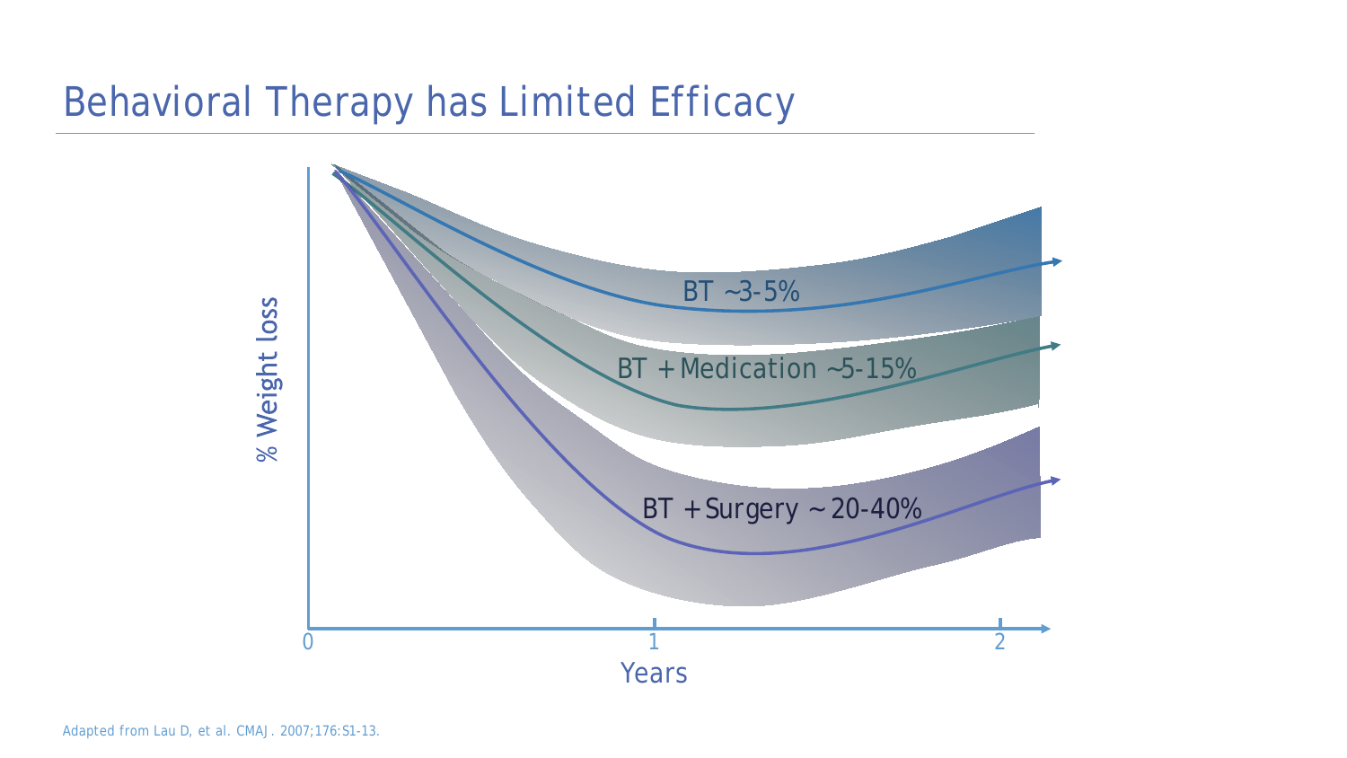# Behavioral Therapy has Limited Efficacy

% Weight loss

BT ~3-5%

BT + Medication ~5-15%

BT + Surgery ~ 20-40%

0 1 2

Years

Adapted from Lau D, et al. CMAJ. 2007;176:S1-13.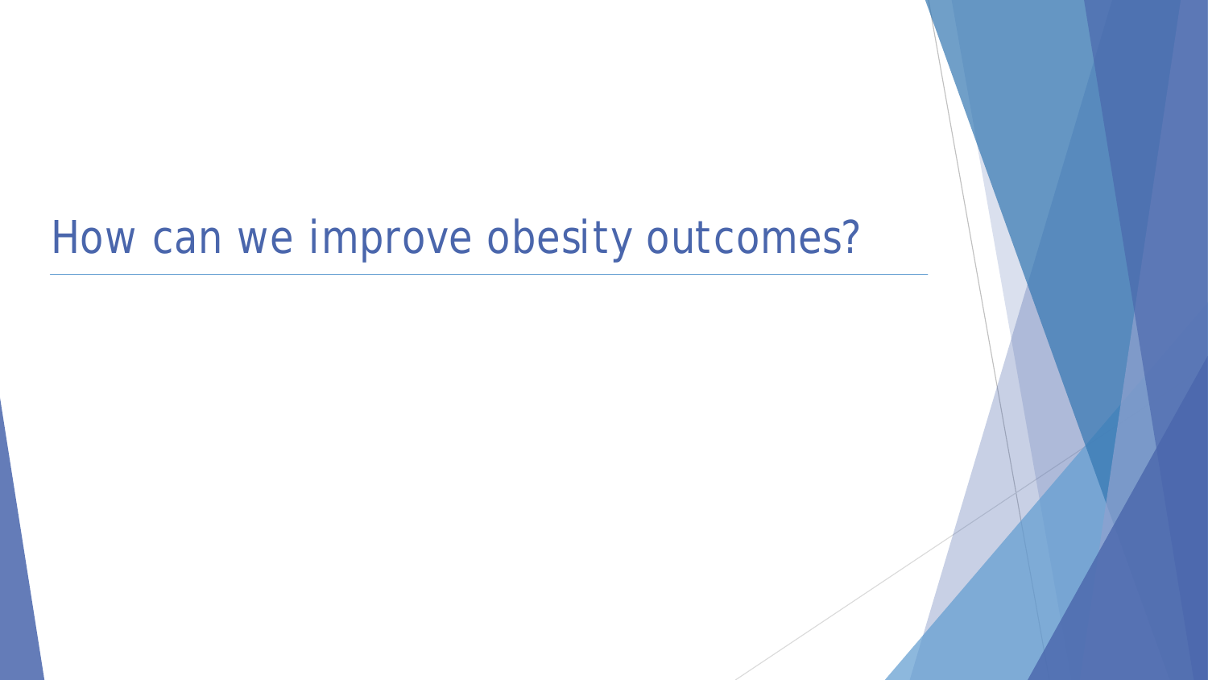# How can we improve obesity outcomes?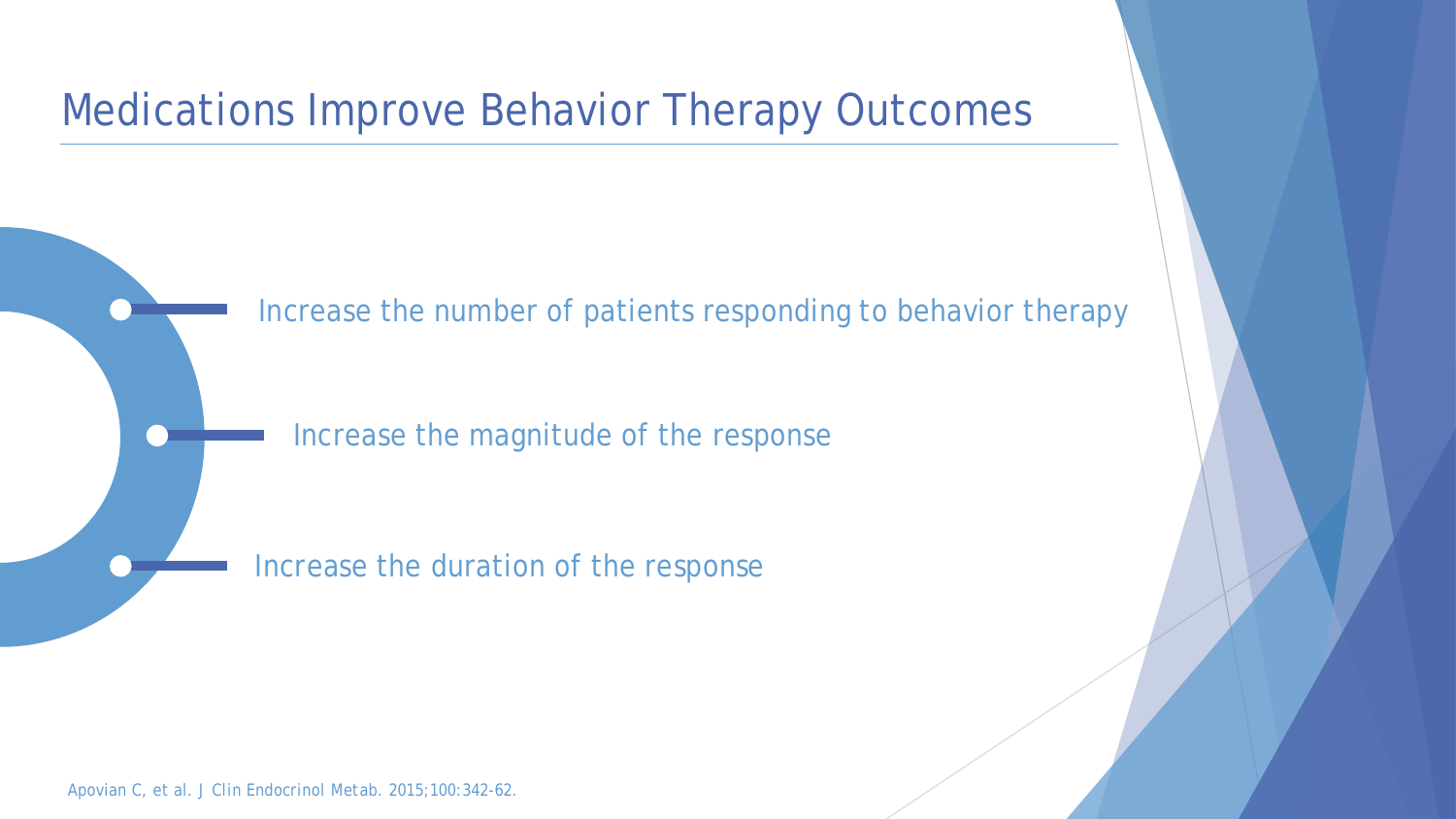# Medications Improve Behavior Therapy Outcomes

- Increase the number of patients responding to behavior therapy
- Increase the magnitude of the response
- Increase the duration of the response

Apovian C, et al. *J Clin Endocrinol Metab.* 2015;100:342-62.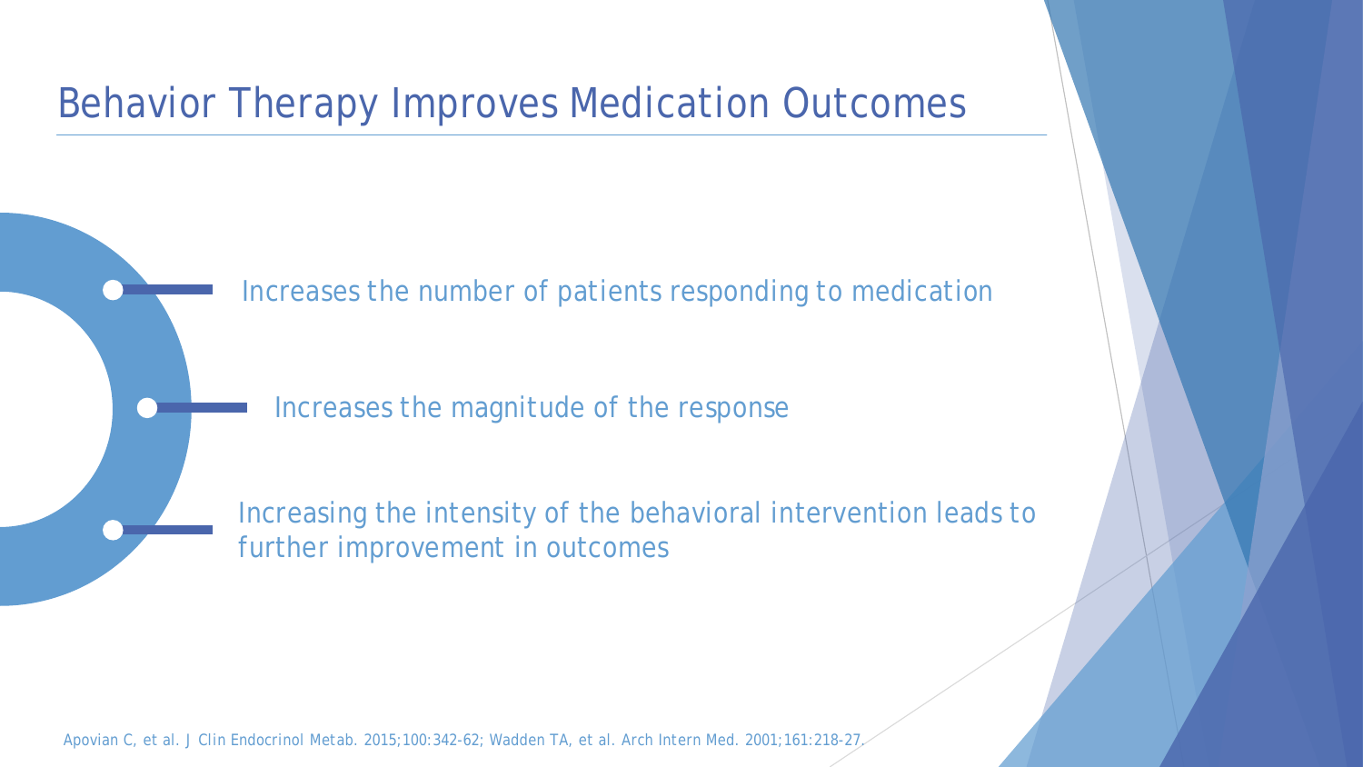# Behavior Therapy Improves Medication Outcomes

- Increases the number of patients responding to medication
- Increases the magnitude of the response
- Increasing the intensity of the behavioral intervention leads to further improvement in outcomes

Apovian C, et al. *J Clin Endocrinol Metab*. 2015;100:342-62; Wadden TA, et al. *Arch Intern Med*. 2001;161:218-27.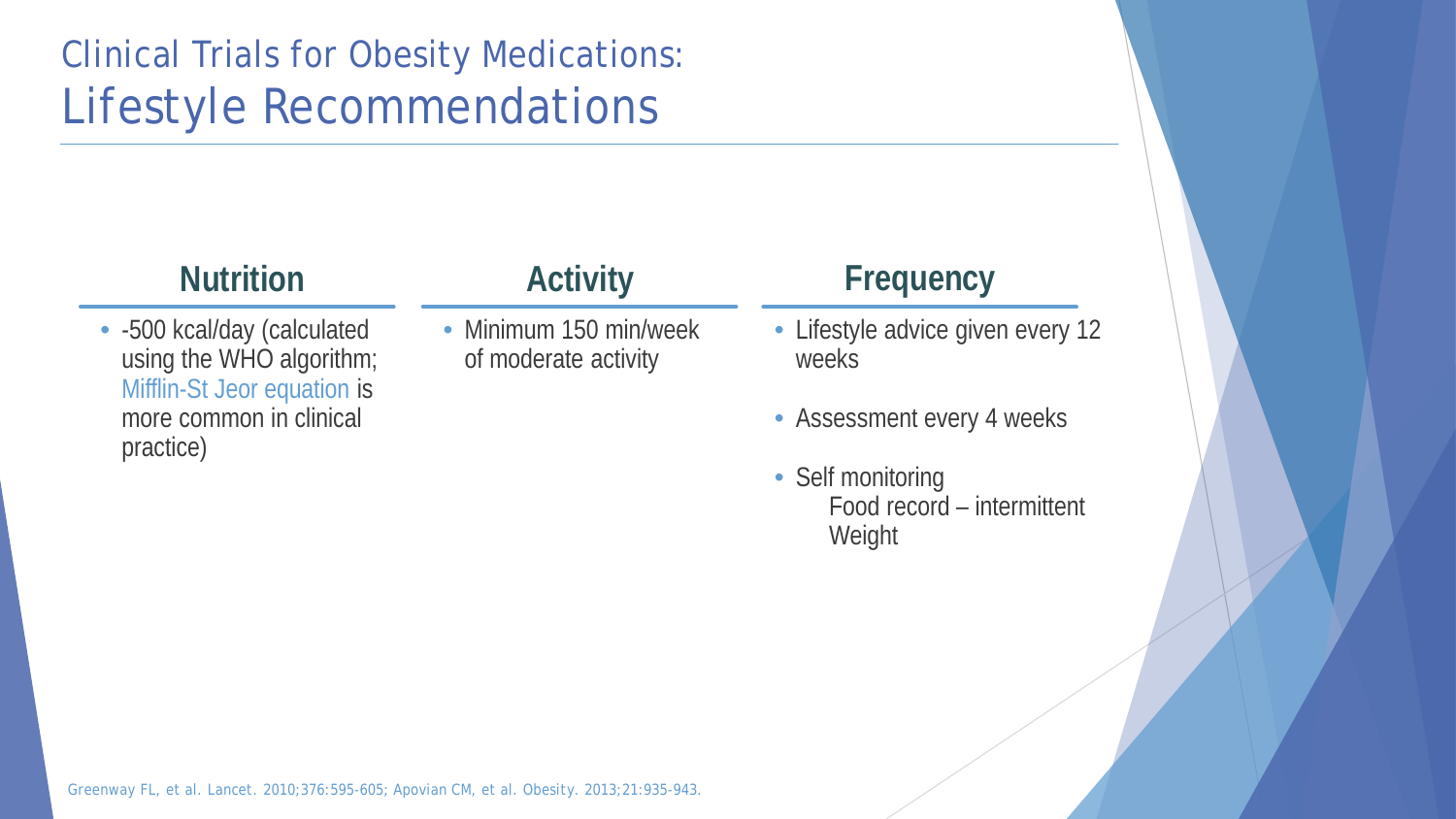# Clinical Trials for Obesity Medications: Lifestyle Recommendations

### Nutrition

- -500 kcal/day (calculated using the WHO algorithm; Mifflin-St Jeor equation is more common in clinical practice)

### Activity

- Minimum 150 min/week of moderate activity

### Frequency

- Lifestyle advice given every 12 weeks
- Assessment every 4 weeks
- Self monitoring
  - Food record – intermittent
  - Weight

Greenway FL, et al. Lancet. 2010;376:595-605; Apovian CM, et al. Obesity. 2013;21:935-943.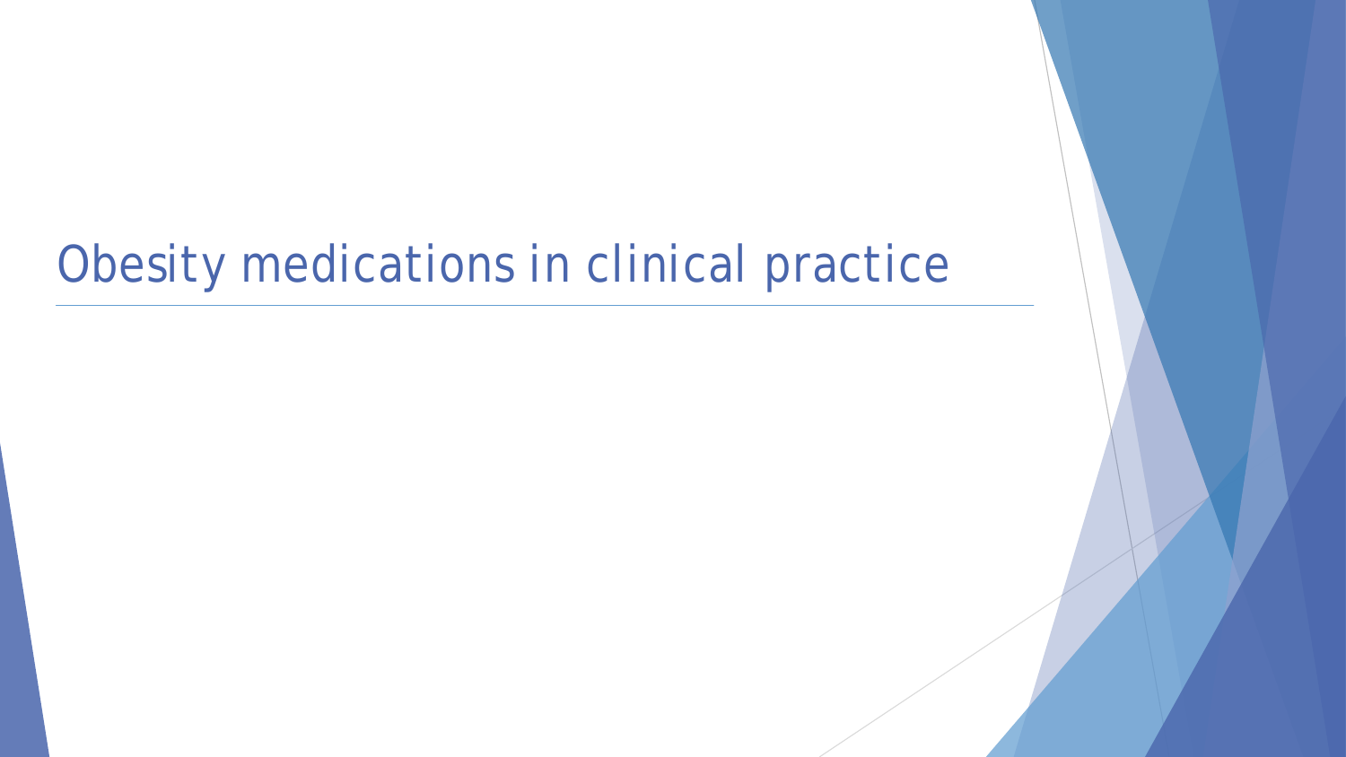# Obesity medications in clinical practice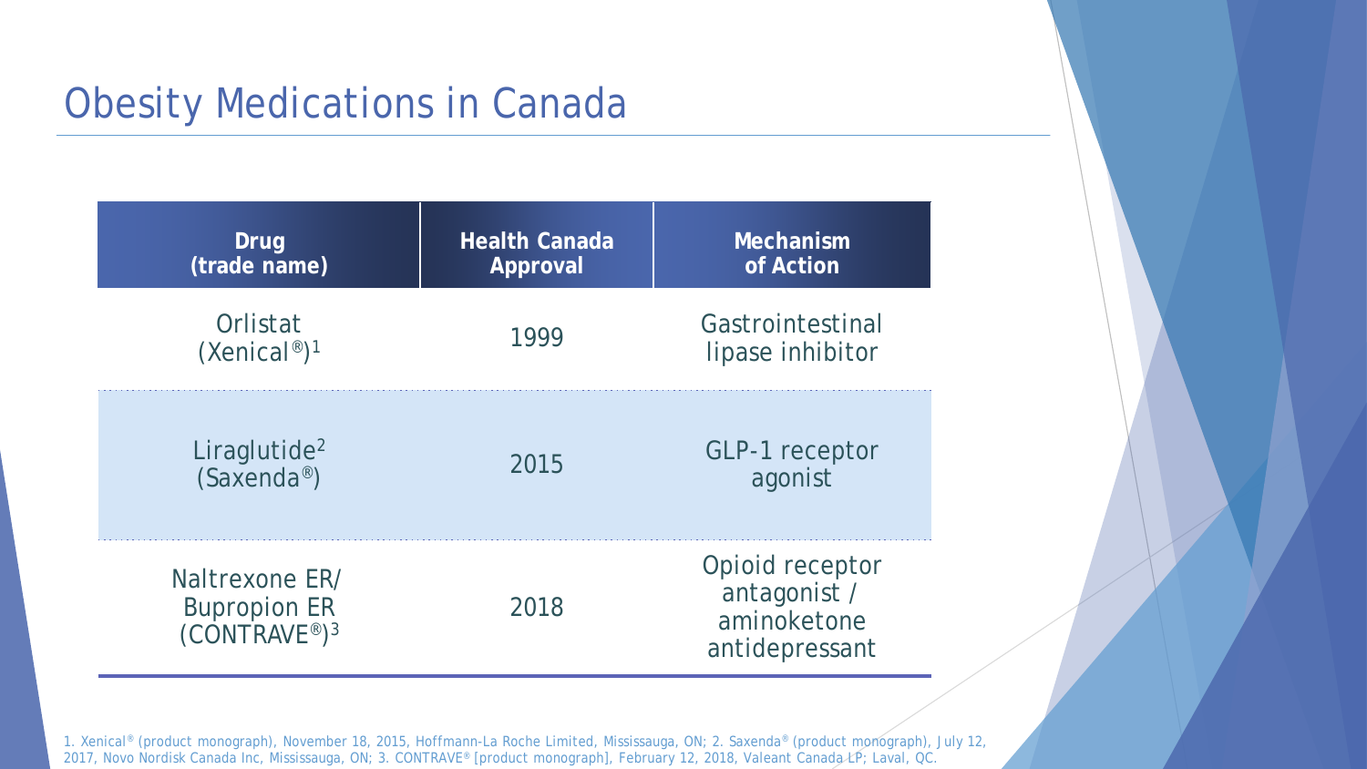# Obesity Medications in Canada

| Drug (trade name) | Health Canada Approval | Mechanism of Action |
|---|---|---|
| Orlistat (Xenical®)[1] | 1999 | Gastrointestinal lipase inhibitor |
| Liraglutide[2] (Saxenda®) | 2015 | GLP-1 receptor agonist |
| Naltrexone ER/ Bupropion ER (CONTRAVE®)[3] | 2018 | Opioid receptor antagonist / aminoketone antidepressant |

1. Xenical® (product monograph), November 18, 2015, Hoffmann-La Roche Limited, Mississauga, ON; 2. Saxenda® (product monograph), July 12, 2017, Novo Nordisk Canada Inc, Mississauga, ON; 3. CONTRAVE® [product monograph], February 12, 2018, Valeant Canada LP; Laval, QC.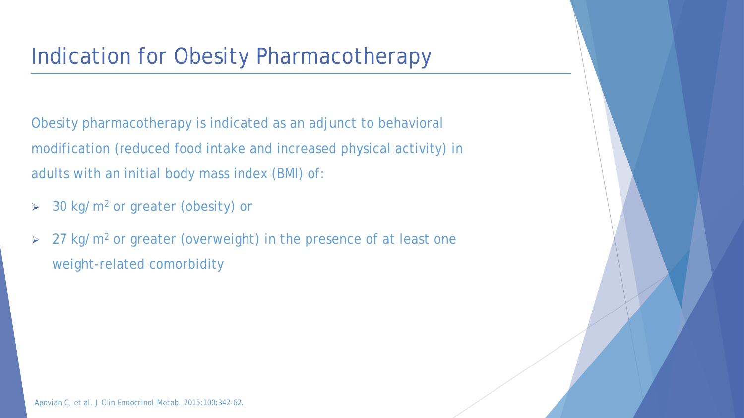# Indication for Obesity Pharmacotherapy

Obesity pharmacotherapy is indicated as an adjunct to behavioral modification (reduced food intake and increased physical activity) in adults with an initial body mass index (BMI) of:

- 30 kg/$m^2$ or greater (obesity) or
- 27 kg/$m^2$ or greater (overweight) in the presence of at least one weight-related comorbidity

*Apovian C, et al. J Clin Endocrinol Metab. 2015;100:342-62.*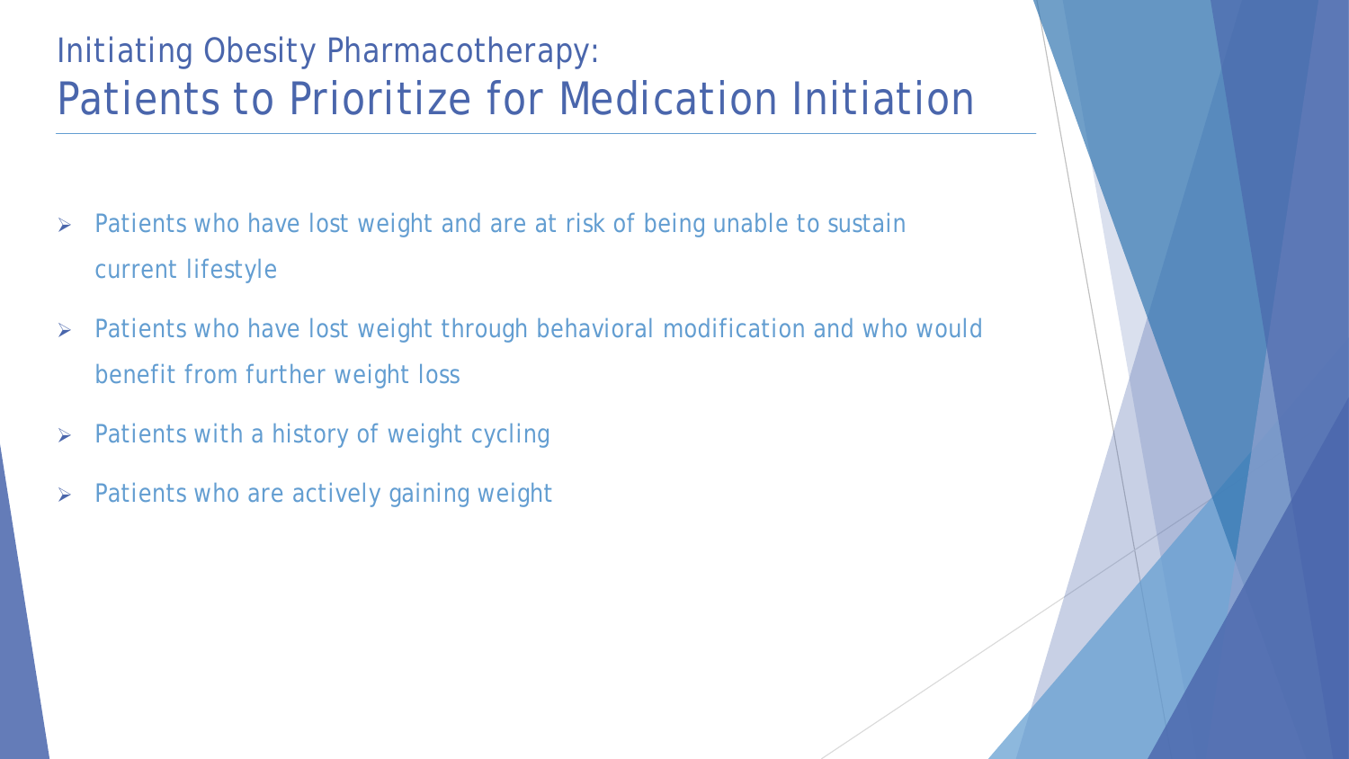# Initiating Obesity Pharmacotherapy:
## Patients to Prioritize for Medication Initiation

- Patients who have lost weight and are at risk of being unable to sustain current lifestyle
- Patients who have lost weight through behavioral modification and who would benefit from further weight loss
- Patients with a history of weight cycling
- Patients who are actively gaining weight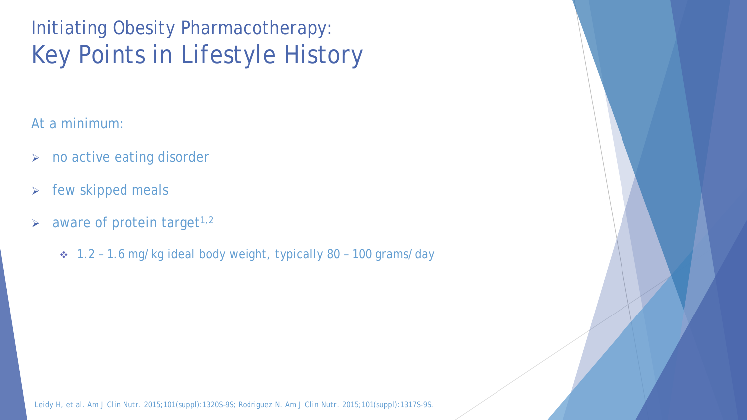# Initiating Obesity Pharmacotherapy:
## Key Points in Lifestyle History

At a minimum:

- no active eating disorder
- few skipped meals
- aware of protein target[1,2]
  - 1.2 – 1.6 mg/kg ideal body weight, typically 80 – 100 grams/day

*Leidy H, et al. Am J Clin Nutr. 2015;101(suppl):1320S–9S; Rodriguez N. Am J Clin Nutr. 2015;101(suppl):1317S-9S.*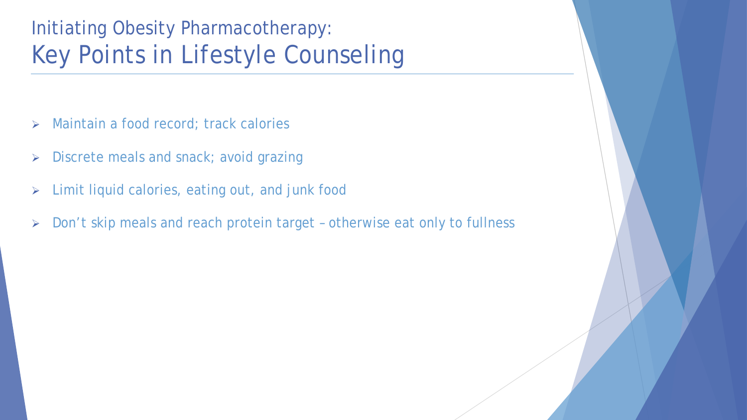# Initiating Obesity Pharmacotherapy:
## Key Points in Lifestyle Counseling

- Maintain a food record; track calories
- Discrete meals and snack; avoid grazing
- Limit liquid calories, eating out, and junk food
- Don’t skip meals and reach protein target – otherwise eat only to fullness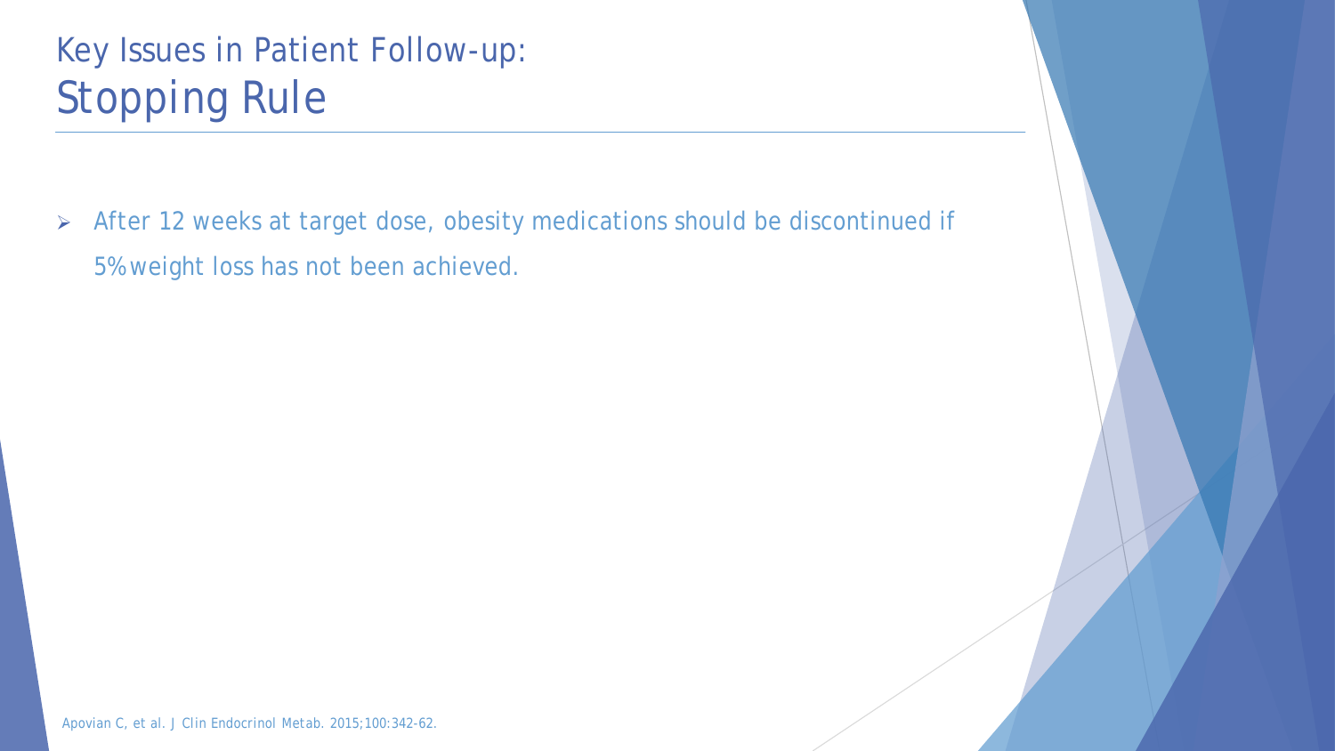# Key Issues in Patient Follow-up: Stopping Rule

- After 12 weeks at target dose, obesity medications should be discontinued if 5% weight loss has not been achieved.

*Apovian C, et al. J Clin Endocrinol Metab. 2015;100:342-62.*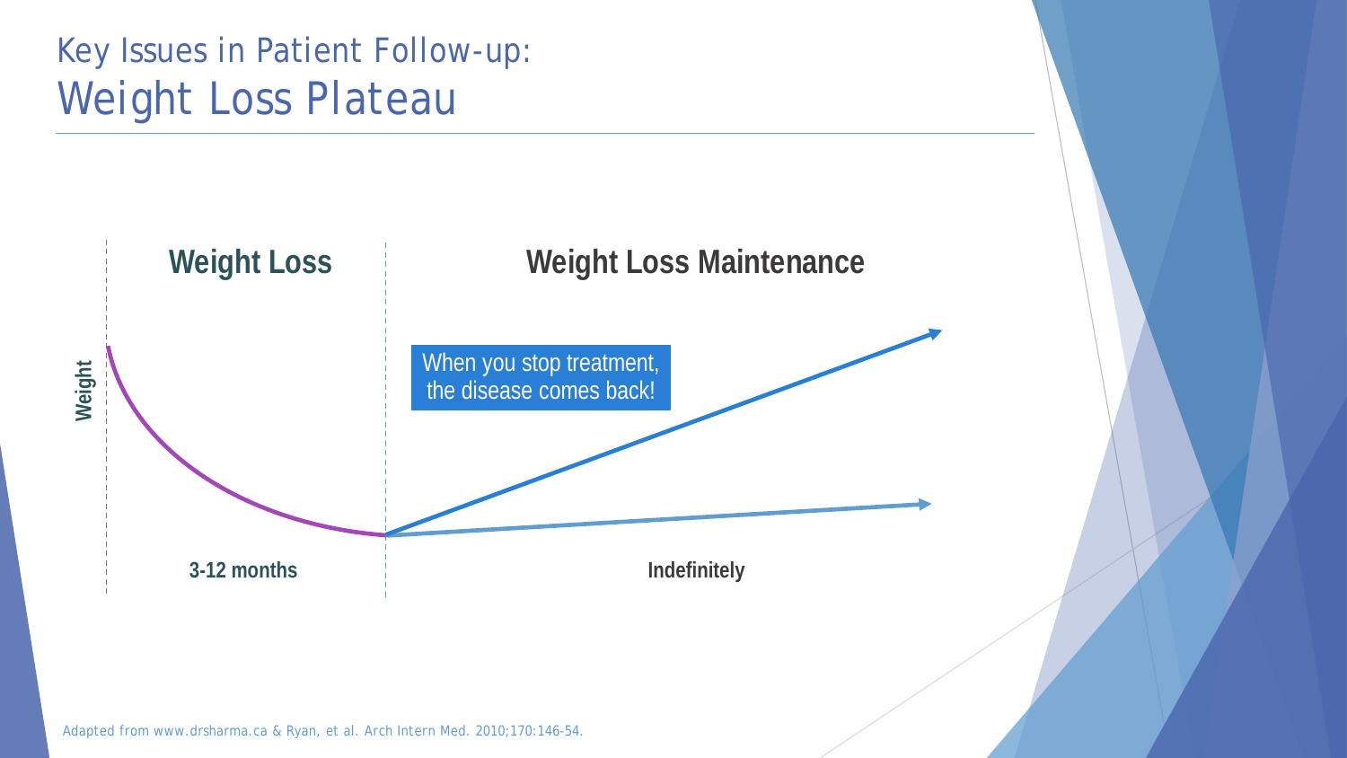# Key Issues in Patient Follow-up:
## Weight Loss Plateau

**Weight Loss**

**Weight Loss Maintenance**

**Weight**

When you stop treatment, the disease comes back!

**3-12 months**

**Indefinitely**

Adapted from www.drsharma.ca & Ryan, et al. Arch Intern Med. 2010;170:146-54.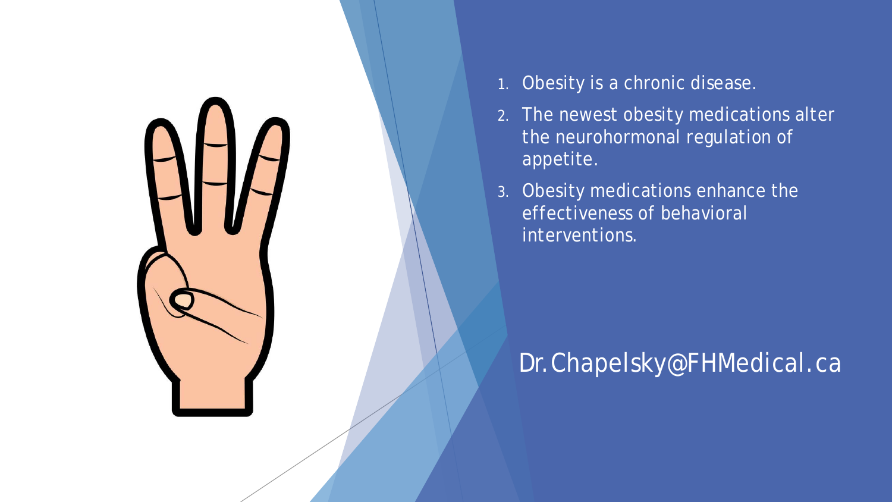1. Obesity is a chronic disease.
2. The newest obesity medications alter the neurohormonal regulation of appetite.
3. Obesity medications enhance the effectiveness of behavioral interventions.

Dr.Chapelsky@FHMedical.ca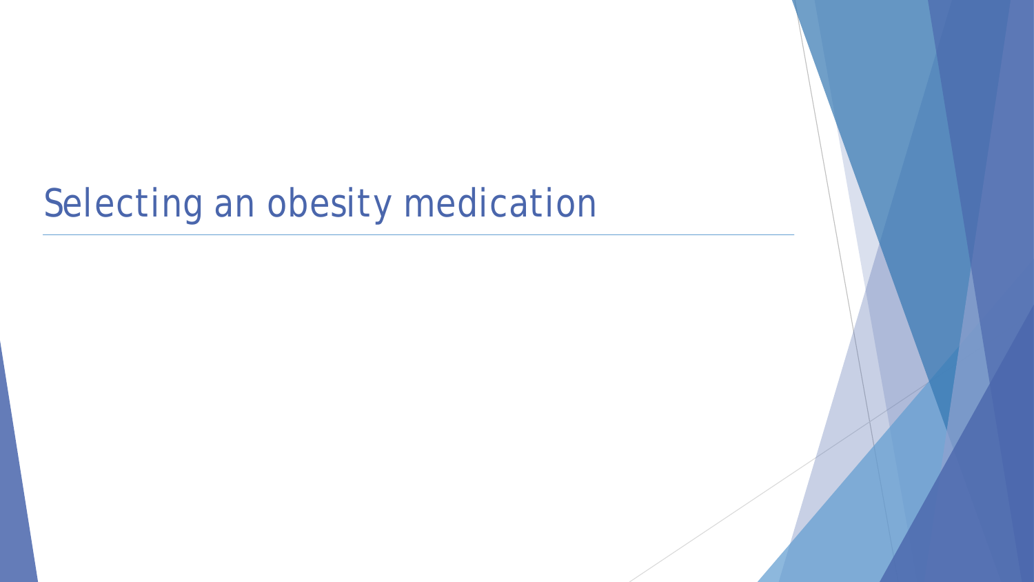# Selecting an obesity medication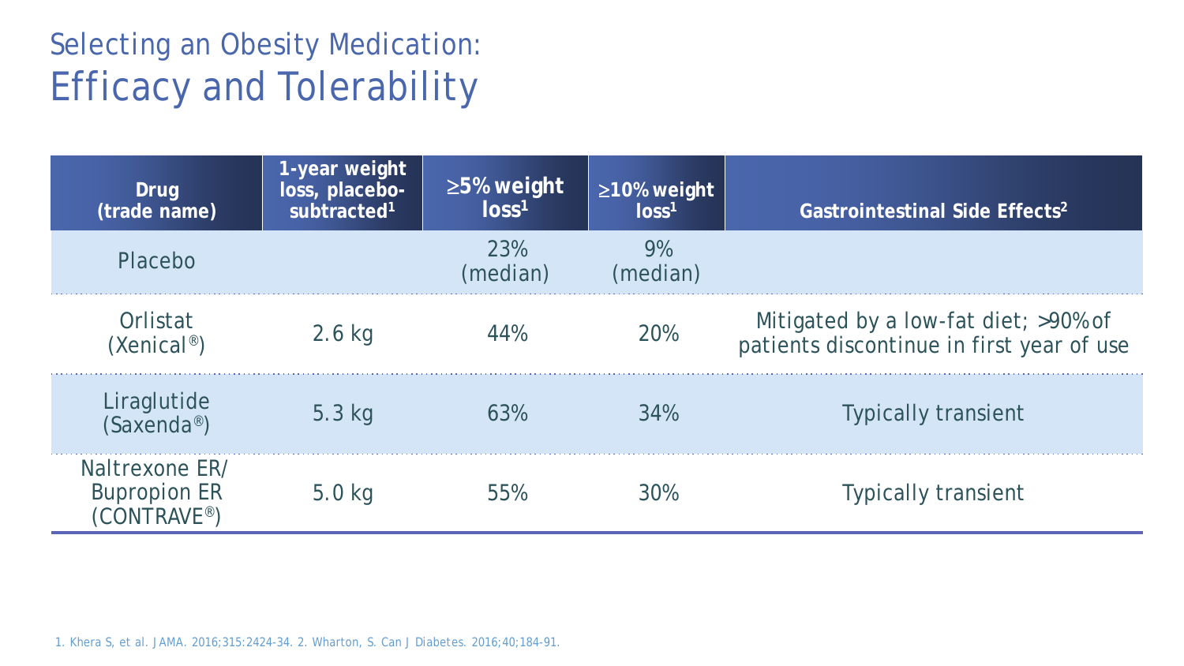# Selecting an Obesity Medication:
## Efficacy and Tolerability

| Drug (trade name) | 1-year weight loss, placebo-subtracted[1] | ≥5% weight loss[1] | ≥10% weight loss[1] | Gastrointestinal Side Effects[2] |
|---|---|---|---|---|
| Placebo | | 23% (median) | 9% (median) | |
| Orlistat (Xenical®) | 2.6 kg | 44% | 20% | Mitigated by a low-fat diet; >90% of patients discontinue in first year of use |
| Liraglutide (Saxenda®) | 5.3 kg | 63% | 34% | Typically transient |
| Naltrexone ER/ Bupropion ER (CONTRAVE®) | 5.0 kg | 55% | 30% | Typically transient |

1. Khera S, et al. JAMA. 2016;315:2424-34. 2. Wharton, S. Can J Diabetes. 2016;40;184-91.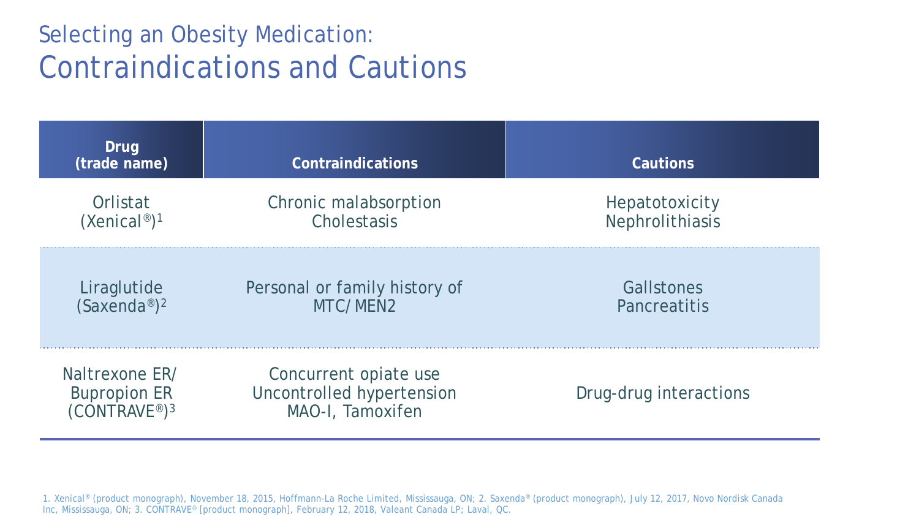# Selecting an Obesity Medication: Contraindications and Cautions

| Drug (trade name) | Contraindications | Cautions |
| --- | --- | --- |
| Orlistat (Xenical®)[1] | Chronic malabsorption<br>Cholestasis | Hepatotoxicity<br>Nephrolithiasis |
| Liraglutide (Saxenda®)[2] | Personal or family history of MTC/MEN2 | Gallstones<br>Pancreatitis |
| Naltrexone ER/ Bupropion ER (CONTRAVE®)[3] | Concurrent opiate use<br>Uncontrolled hypertension<br>MAO-I, Tamoxifen | Drug-drug interactions |

1. Xenical® (product monograph), November 18, 2015, Hoffmann-La Roche Limited, Mississauga, ON; 2. Saxenda® (product monograph), July 12, 2017, Novo Nordisk Canada Inc, Mississauga, ON; 3. CONTRAVE® [product monograph], February 12, 2018, Valeant Canada LP; Laval, QC.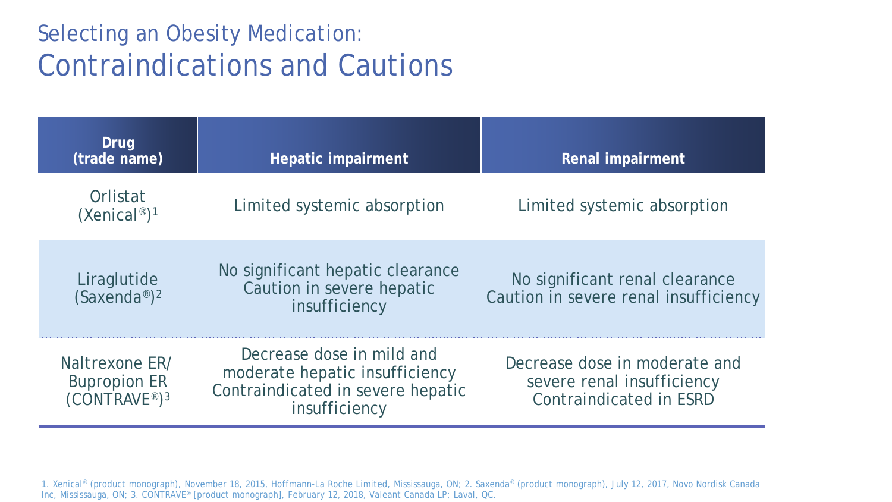# Selecting an Obesity Medication: Contraindications and Cautions

| Drug (trade name) | Hepatic impairment | Renal impairment |
|---|---|---|
| Orlistat (Xenical®)[1] | Limited systemic absorption | Limited systemic absorption |
| Liraglutide (Saxenda®)[2] | No significant hepatic clearance<br>Caution in severe hepatic insufficiency | No significant renal clearance<br>Caution in severe renal insufficiency |
| Naltrexone ER/ Bupropion ER (CONTRAVE®)[3] | Decrease dose in mild and moderate hepatic insufficiency<br>Contraindicated in severe hepatic insufficiency | Decrease dose in moderate and severe renal insufficiency<br>Contraindicated in ESRD |

1. Xenical® (product monograph), November 18, 2015, Hoffmann-La Roche Limited, Mississauga, ON; 2. Saxenda® (product monograph), July 12, 2017, Novo Nordisk Canada Inc, Mississauga, ON; 3. CONTRAVE® [product monograph], February 12, 2018, Valeant Canada LP; Laval, QC.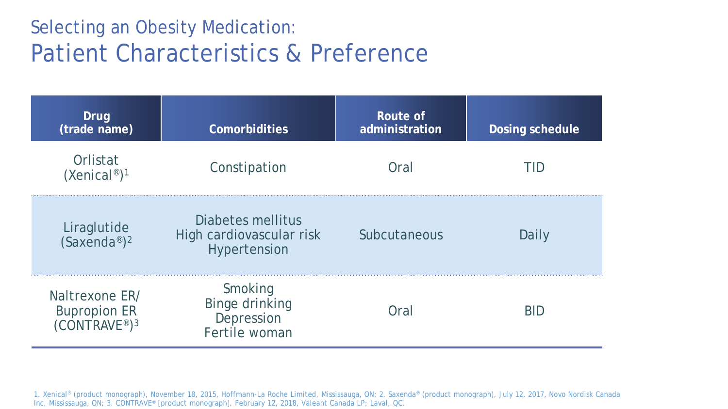# Selecting an Obesity Medication:
## Patient Characteristics & Preference

| Drug (trade name) | Comorbidities | Route of administration | Dosing schedule |
|---|---|---|---|
| Orlistat (Xenical®)[1] | Constipation | Oral | TID |
| Liraglutide (Saxenda®)[2] | Diabetes mellitus<br>High cardiovascular risk<br>Hypertension | Subcutaneous | Daily |
| Naltrexone ER/ Bupropion ER (CONTRAVE®)[3] | Smoking<br>Binge drinking<br>Depression<br>Fertile woman | Oral | BID |

1. Xenical® (product monograph), November 18, 2015, Hoffmann-La Roche Limited, Mississauga, ON; 2. Saxenda® (product monograph), July 12, 2017, Novo Nordisk Canada Inc, Mississauga, ON; 3. CONTRAVE® [product monograph], February 12, 2018, Valeant Canada LP; Laval, QC.